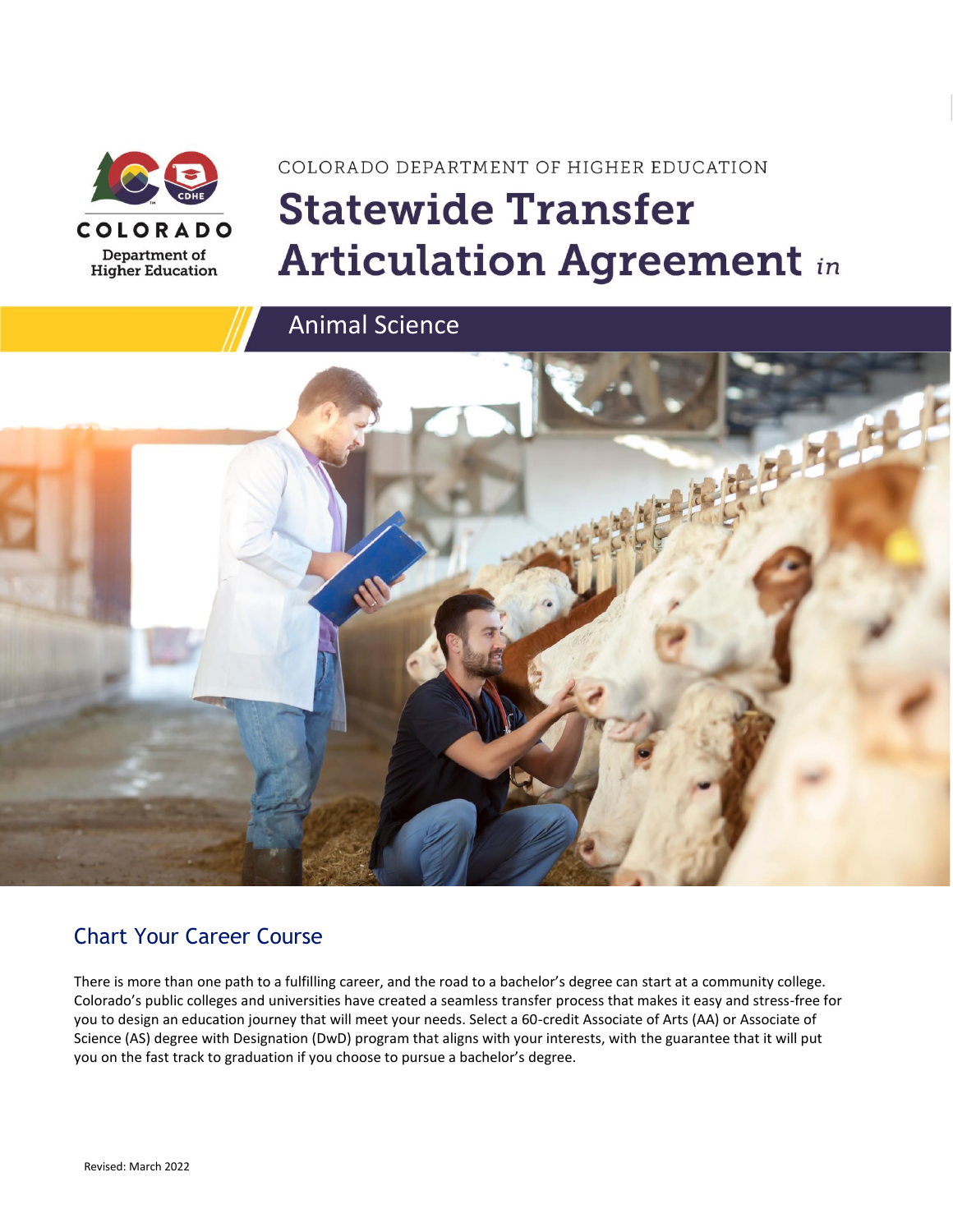COLORADO Department of Higher Education

COLORADO DEPARTMENT OF HIGHER EDUCATION

# Statewide Transfer Articulation Agreement *in*

## Animal Science

## Chart Your Career Course

There is more than one path to a fulfilling career, and the road to a bachelor's degree can start at a community college. Colorado's public colleges and universities have created a seamless transfer process that makes it easy and stress-free for you to design an education journey that will meet your needs. Select a 60-credit Associate of Arts (AA) or Associate of Science (AS) degree with Designation (DwD) program that aligns with your interests, with the guarantee that it will put you on the fast track to graduation if you choose to pursue a bachelor's degree.

Revised: March 2022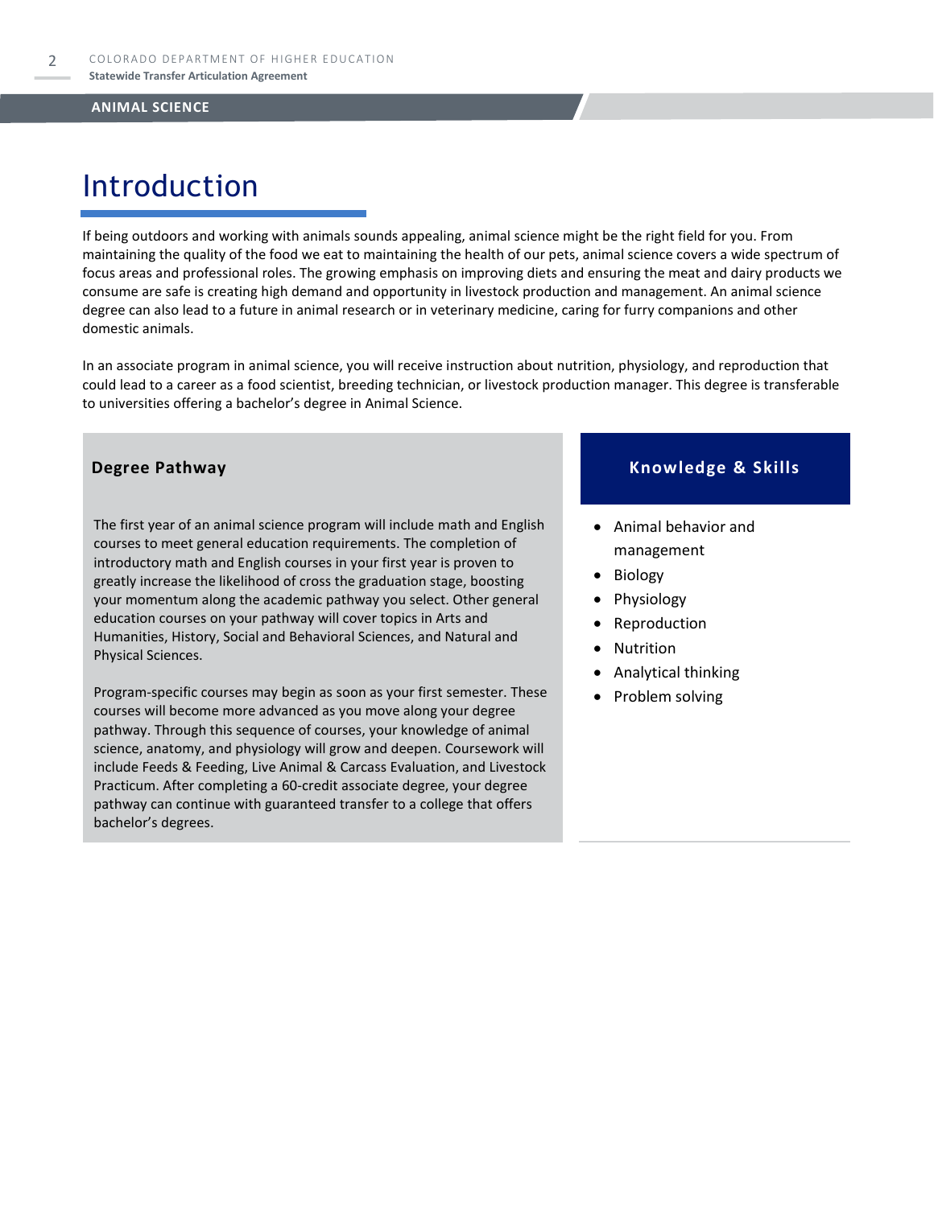# Introduction

If being outdoors and working with animals sounds appealing, animal science might be the right field for you. From maintaining the quality of the food we eat to maintaining the health of our pets, animal science covers a wide spectrum of focus areas and professional roles. The growing emphasis on improving diets and ensuring the meat and dairy products we consume are safe is creating high demand and opportunity in livestock production and management. An animal science degree can also lead to a future in animal research or in veterinary medicine, caring for furry companions and other domestic animals.

In an associate program in animal science, you will receive instruction about nutrition, physiology, and reproduction that could lead to a career as a food scientist, breeding technician, or livestock production manager. This degree is transferable to universities offering a bachelor's degree in Animal Science.

## Degree Pathway

The first year of an animal science program will include math and English courses to meet general education requirements. The completion of introductory math and English courses in your first year is proven to greatly increase the likelihood of cross the graduation stage, boosting your momentum along the academic pathway you select. Other general education courses on your pathway will cover topics in Arts and Humanities, History, Social and Behavioral Sciences, and Natural and Physical Sciences.

Program-specific courses may begin as soon as your first semester. These courses will become more advanced as you move along your degree pathway. Through this sequence of courses, your knowledge of animal science, anatomy, and physiology will grow and deepen. Coursework will include Feeds & Feeding, Live Animal & Carcass Evaluation, and Livestock Practicum. After completing a 60-credit associate degree, your degree pathway can continue with guaranteed transfer to a college that offers bachelor's degrees.

## Knowledge & Skills

- Animal behavior and management
- Biology
- Physiology
- Reproduction
- Nutrition
- Analytical thinking
- Problem solving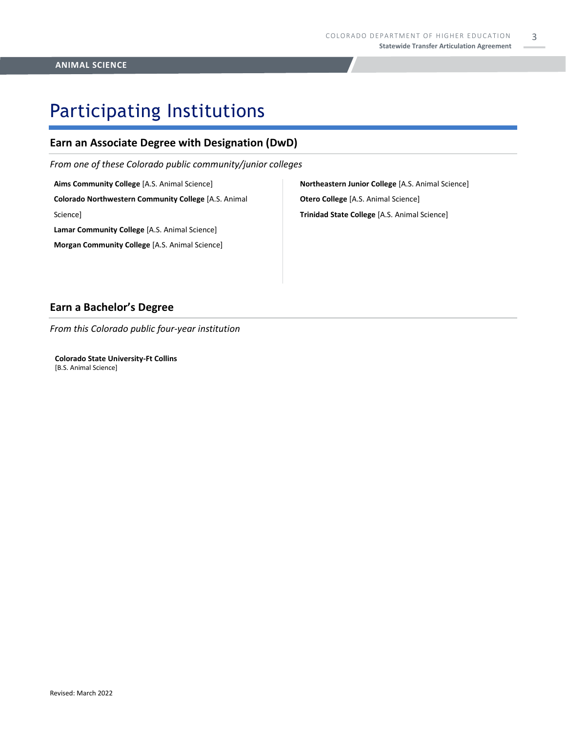# Participating Institutions

## Earn an Associate Degree with Designation (DwD)

*From one of these Colorado public community/junior colleges*

**Aims Community College** [A.S. Animal Science]

**Colorado Northwestern Community College** [A.S. Animal Science]

**Lamar Community College** [A.S. Animal Science]

**Morgan Community College** [A.S. Animal Science]

**Northeastern Junior College** [A.S. Animal Science]

**Otero College** [A.S. Animal Science]

**Trinidad State College** [A.S. Animal Science]

## Earn a Bachelor's Degree

*From this Colorado public four-year institution*

**Colorado State University-Ft Collins**
[B.S. Animal Science]

Revised: March 2022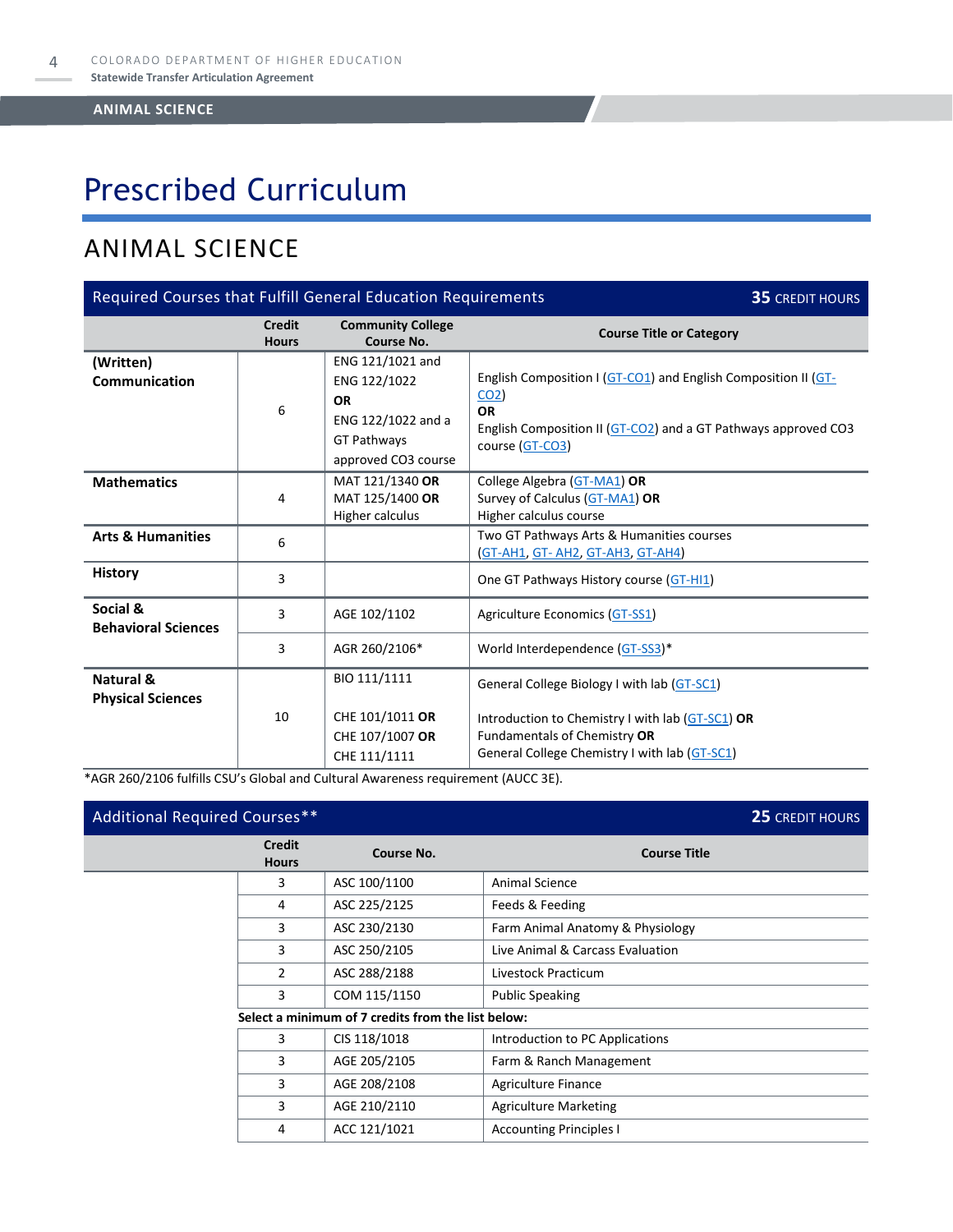# Prescribed Curriculum

## ANIMAL SCIENCE

| Required Courses that Fulfill General Education Requirements | | | **35** CREDIT HOURS |
|---|---|---|---|
| | **Credit Hours** | **Community College Course No.** | **Course Title or Category** |
| **(Written) Communication** | 6 | ENG 121/1021 and ENG 122/1022 **OR** ENG 122/1022 and a GT Pathways approved CO3 course | English Composition I (GT-CO1) and English Composition II (GT-CO2) **OR** English Composition II (GT-CO2) and a GT Pathways approved CO3 course (GT-CO3) |
| **Mathematics** | 4 | MAT 121/1340 **OR** MAT 125/1400 **OR** Higher calculus | College Algebra (GT-MA1) **OR** Survey of Calculus (GT-MA1) **OR** Higher calculus course |
| **Arts & Humanities** | 6 | | Two GT Pathways Arts & Humanities courses (GT-AH1, GT- AH2, GT-AH3, GT-AH4) |
| **History** | 3 | | One GT Pathways History course (GT-HI1) |
| **Social & Behavioral Sciences** | 3 | AGE 102/1102 | Agriculture Economics (GT-SS1) |
| | 3 | AGR 260/2106* | World Interdependence (GT-SS3)* |
| **Natural & Physical Sciences** | 10 | BIO 111/1111<br><br>CHE 101/1011 **OR** CHE 107/1007 **OR** CHE 111/1111 | General College Biology I with lab (GT-SC1)<br><br>Introduction to Chemistry I with lab (GT-SC1) **OR** Fundamentals of Chemistry **OR** General College Chemistry I with lab (GT-SC1) |

*AGR 260/2106 fulfills CSU's Global and Cultural Awareness requirement (AUCC 3E).

| Additional Required Courses** | | | **25** CREDIT HOURS |
|---|---|---|---|
| | **Credit Hours** | **Course No.** | **Course Title** |
| | 3 | ASC 100/1100 | Animal Science |
| | 4 | ASC 225/2125 | Feeds & Feeding |
| | 3 | ASC 230/2130 | Farm Animal Anatomy & Physiology |
| | 3 | ASC 250/2105 | Live Animal & Carcass Evaluation |
| | 2 | ASC 288/2188 | Livestock Practicum |
| | 3 | COM 115/1150 | Public Speaking |
| | **Select a minimum of 7 credits from the list below:** | | |
| | 3 | CIS 118/1018 | Introduction to PC Applications |
| | 3 | AGE 205/2105 | Farm & Ranch Management |
| | 3 | AGE 208/2108 | Agriculture Finance |
| | 3 | AGE 210/2110 | Agriculture Marketing |
| | 4 | ACC 121/1021 | Accounting Principles I |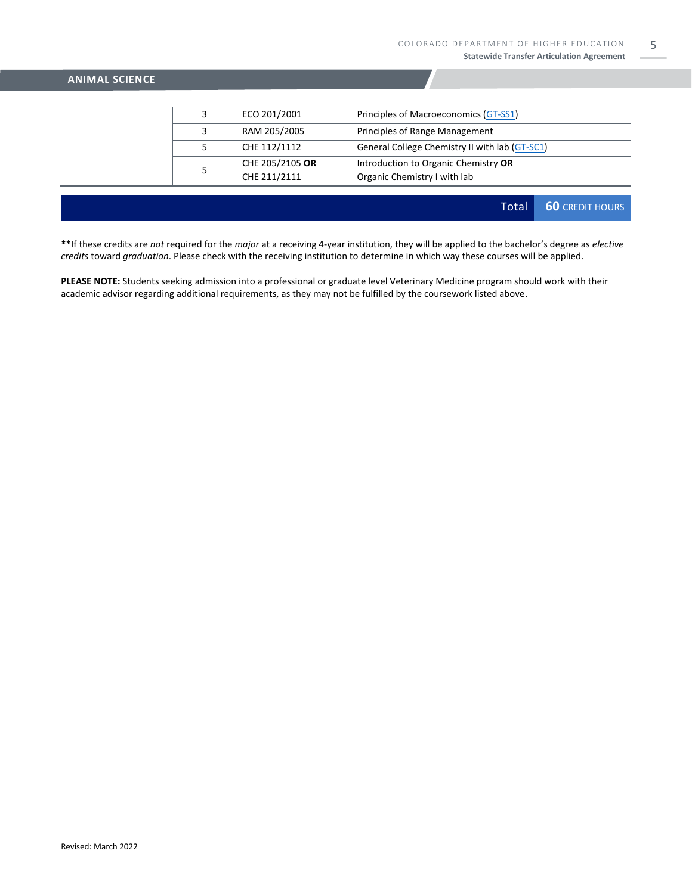## ANIMAL SCIENCE

| | | |
|---|---|---|
| 3 | ECO 201/2001 | Principles of Macroeconomics (GT-SS1) |
| 3 | RAM 205/2005 | Principles of Range Management |
| 5 | CHE 112/1112 | General College Chemistry II with lab (GT-SC1) |
| 5 | CHE 205/2105 **OR** CHE 211/2111 | Introduction to Organic Chemistry **OR** Organic Chemistry I with lab |
| | **Total** | **60** CREDIT HOURS |

**\*\***If these credits are *not* required for the *major* at a receiving 4-year institution, they will be applied to the bachelor's degree as *elective credits* toward *graduation*. Please check with the receiving institution to determine in which way these courses will be applied.

**PLEASE NOTE:** Students seeking admission into a professional or graduate level Veterinary Medicine program should work with their academic advisor regarding additional requirements, as they may not be fulfilled by the coursework listed above.

Revised: March 2022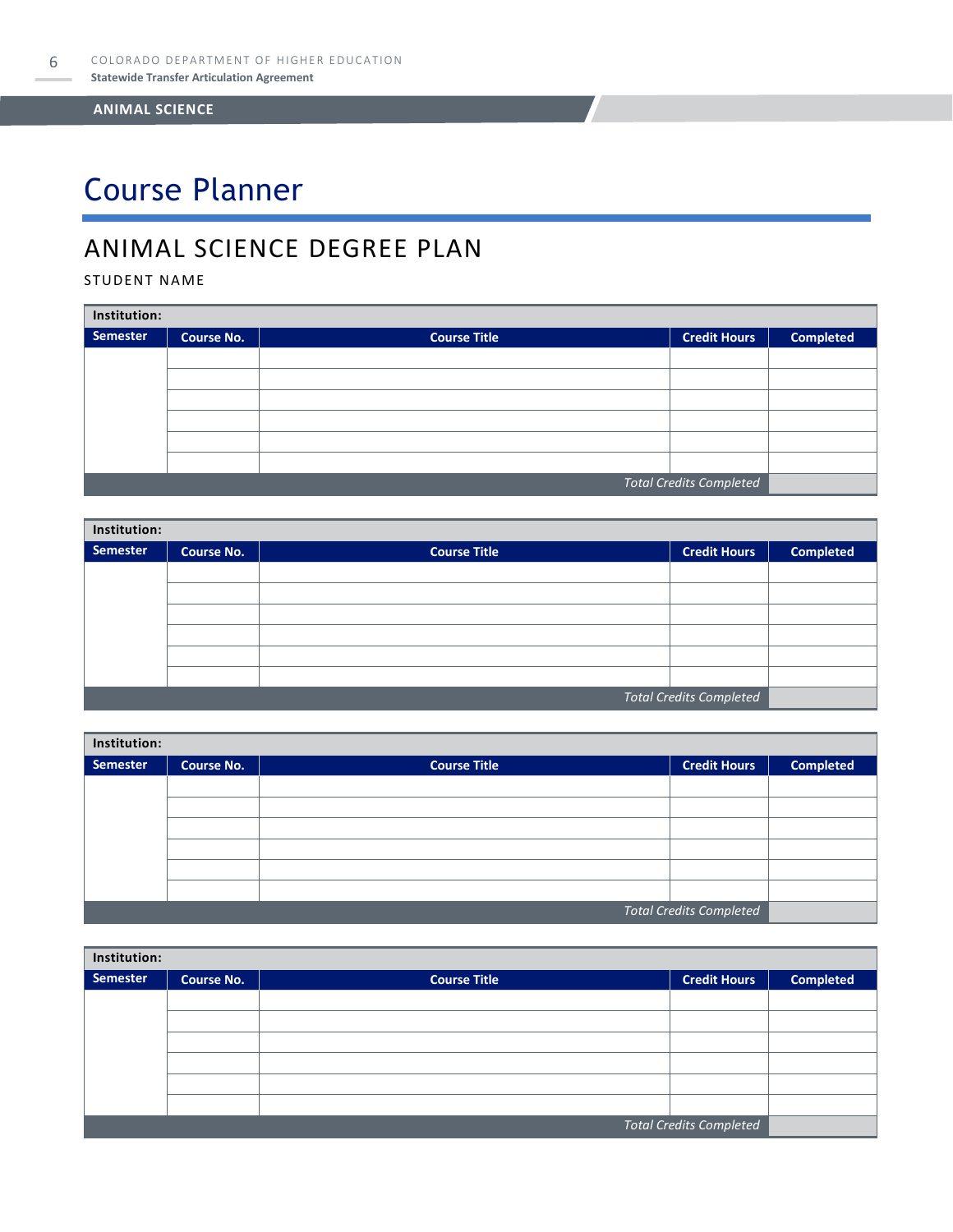# Course Planner

## ANIMAL SCIENCE DEGREE PLAN

STUDENT NAME

| **Institution:** | | | | |
|---|---|---|---|---|
| **Semester** | **Course No.** | **Course Title** | **Credit Hours** | **Completed** |
| | | | | |
| | | | | |
| | | | | |
| | | | | |
| | | | | |
| | | | | |
| | | | *Total Credits Completed* | |

| **Institution:** | | | | |
|---|---|---|---|---|
| **Semester** | **Course No.** | **Course Title** | **Credit Hours** | **Completed** |
| | | | | |
| | | | | |
| | | | | |
| | | | | |
| | | | | |
| | | | | |
| | | | *Total Credits Completed* | |

| **Institution:** | | | | |
|---|---|---|---|---|
| **Semester** | **Course No.** | **Course Title** | **Credit Hours** | **Completed** |
| | | | | |
| | | | | |
| | | | | |
| | | | | |
| | | | | |
| | | | | |
| | | | *Total Credits Completed* | |

| **Institution:** | | | | |
|---|---|---|---|---|
| **Semester** | **Course No.** | **Course Title** | **Credit Hours** | **Completed** |
| | | | | |
| | | | | |
| | | | | |
| | | | | |
| | | | | |
| | | | | |
| | | | *Total Credits Completed* | |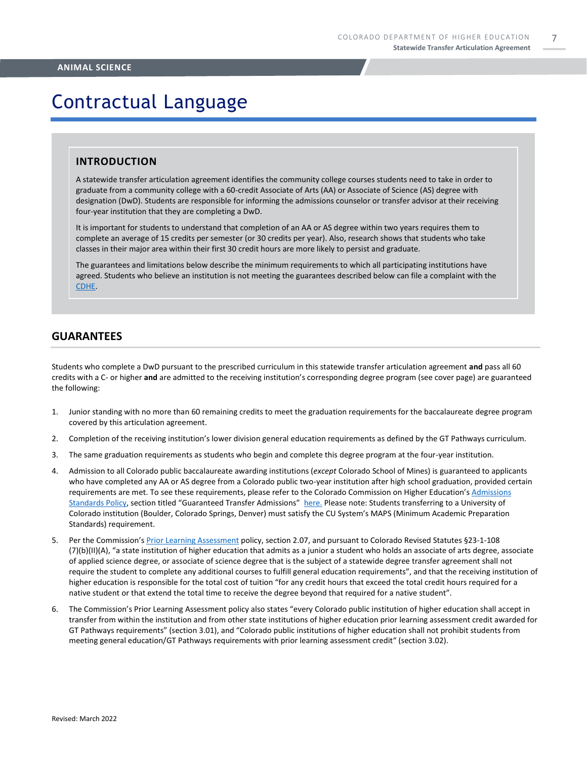ANIMAL SCIENCE

# Contractual Language

## INTRODUCTION

A statewide transfer articulation agreement identifies the community college courses students need to take in order to graduate from a community college with a 60-credit Associate of Arts (AA) or Associate of Science (AS) degree with designation (DwD). Students are responsible for informing the admissions counselor or transfer advisor at their receiving four-year institution that they are completing a DwD.

It is important for students to understand that completion of an AA or AS degree within two years requires them to complete an average of 15 credits per semester (or 30 credits per year). Also, research shows that students who take classes in their major area within their first 30 credit hours are more likely to persist and graduate.

The guarantees and limitations below describe the minimum requirements to which all participating institutions have agreed. Students who believe an institution is not meeting the guarantees described below can file a complaint with the CDHE.

## GUARANTEES

Students who complete a DwD pursuant to the prescribed curriculum in this statewide transfer articulation agreement **and** pass all 60 credits with a C- or higher **and** are admitted to the receiving institution's corresponding degree program (see cover page) are guaranteed the following:

1. Junior standing with no more than 60 remaining credits to meet the graduation requirements for the baccalaureate degree program covered by this articulation agreement.
2. Completion of the receiving institution's lower division general education requirements as defined by the GT Pathways curriculum.
3. The same graduation requirements as students who begin and complete this degree program at the four-year institution.
4. Admission to all Colorado public baccalaureate awarding institutions (*except* Colorado School of Mines) is guaranteed to applicants who have completed any AA or AS degree from a Colorado public two-year institution after high school graduation, provided certain requirements are met. To see these requirements, please refer to the Colorado Commission on Higher Education's Admissions Standards Policy, section titled "Guaranteed Transfer Admissions" here. Please note: Students transferring to a University of Colorado institution (Boulder, Colorado Springs, Denver) must satisfy the CU System's MAPS (Minimum Academic Preparation Standards) requirement.
5. Per the Commission's Prior Learning Assessment policy, section 2.07, and pursuant to Colorado Revised Statutes §23-1-108 (7)(b)(II)(A), "a state institution of higher education that admits as a junior a student who holds an associate of arts degree, associate of applied science degree, or associate of science degree that is the subject of a statewide degree transfer agreement shall not require the student to complete any additional courses to fulfill general education requirements", and that the receiving institution of higher education is responsible for the total cost of tuition "for any credit hours that exceed the total credit hours required for a native student or that extend the total time to receive the degree beyond that required for a native student".
6. The Commission's Prior Learning Assessment policy also states "every Colorado public institution of higher education shall accept in transfer from within the institution and from other state institutions of higher education prior learning assessment credit awarded for GT Pathways requirements" (section 3.01), and "Colorado public institutions of higher education shall not prohibit students from meeting general education/GT Pathways requirements with prior learning assessment credit" (section 3.02).

Revised: March 2022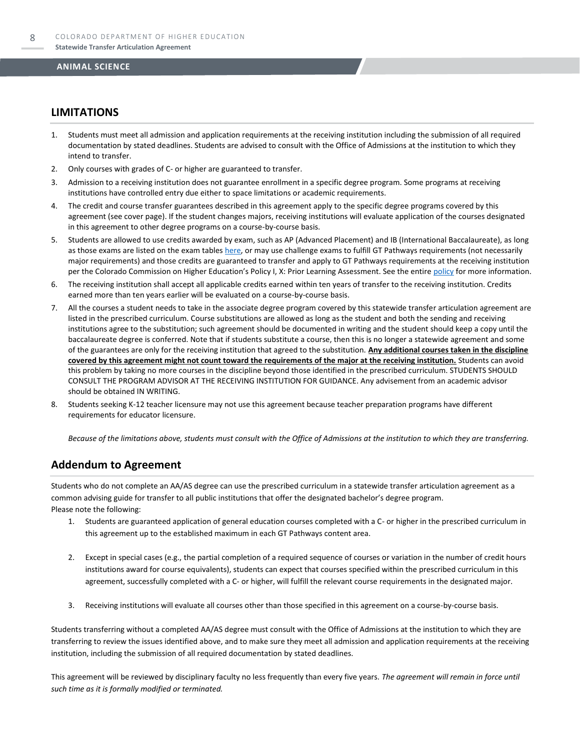## LIMITATIONS

1. Students must meet all admission and application requirements at the receiving institution including the submission of all required documentation by stated deadlines. Students are advised to consult with the Office of Admissions at the institution to which they intend to transfer.
2. Only courses with grades of C- or higher are guaranteed to transfer.
3. Admission to a receiving institution does not guarantee enrollment in a specific degree program. Some programs at receiving institutions have controlled entry due either to space limitations or academic requirements.
4. The credit and course transfer guarantees described in this agreement apply to the specific degree programs covered by this agreement (see cover page). If the student changes majors, receiving institutions will evaluate application of the courses designated in this agreement to other degree programs on a course-by-course basis.
5. Students are allowed to use credits awarded by exam, such as AP (Advanced Placement) and IB (International Baccalaureate), as long as those exams are listed on the exam tables here, or may use challenge exams to fulfill GT Pathways requirements (not necessarily major requirements) and those credits are guaranteed to transfer and apply to GT Pathways requirements at the receiving institution per the Colorado Commission on Higher Education's Policy I, X: Prior Learning Assessment. See the entire policy for more information.
6. The receiving institution shall accept all applicable credits earned within ten years of transfer to the receiving institution. Credits earned more than ten years earlier will be evaluated on a course-by-course basis.
7. All the courses a student needs to take in the associate degree program covered by this statewide transfer articulation agreement are listed in the prescribed curriculum. Course substitutions are allowed as long as the student and both the sending and receiving institutions agree to the substitution; such agreement should be documented in writing and the student should keep a copy until the baccalaureate degree is conferred. Note that if students substitute a course, then this is no longer a statewide agreement and some of the guarantees are only for the receiving institution that agreed to the substitution. **Any additional courses taken in the discipline covered by this agreement might not count toward the requirements of the major at the receiving institution.** Students can avoid this problem by taking no more courses in the discipline beyond those identified in the prescribed curriculum. STUDENTS SHOULD CONSULT THE PROGRAM ADVISOR AT THE RECEIVING INSTITUTION FOR GUIDANCE. Any advisement from an academic advisor should be obtained IN WRITING.
8. Students seeking K-12 teacher licensure may not use this agreement because teacher preparation programs have different requirements for educator licensure.

*Because of the limitations above, students must consult with the Office of Admissions at the institution to which they are transferring.*

## Addendum to Agreement

Students who do not complete an AA/AS degree can use the prescribed curriculum in a statewide transfer articulation agreement as a common advising guide for transfer to all public institutions that offer the designated bachelor's degree program.
Please note the following:

1. Students are guaranteed application of general education courses completed with a C- or higher in the prescribed curriculum in this agreement up to the established maximum in each GT Pathways content area.
2. Except in special cases (e.g., the partial completion of a required sequence of courses or variation in the number of credit hours institutions award for course equivalents), students can expect that courses specified within the prescribed curriculum in this agreement, successfully completed with a C- or higher, will fulfill the relevant course requirements in the designated major.
3. Receiving institutions will evaluate all courses other than those specified in this agreement on a course-by-course basis.

Students transferring without a completed AA/AS degree must consult with the Office of Admissions at the institution to which they are transferring to review the issues identified above, and to make sure they meet all admission and application requirements at the receiving institution, including the submission of all required documentation by stated deadlines.

This agreement will be reviewed by disciplinary faculty no less frequently than every five years. *The agreement will remain in force until such time as it is formally modified or terminated.*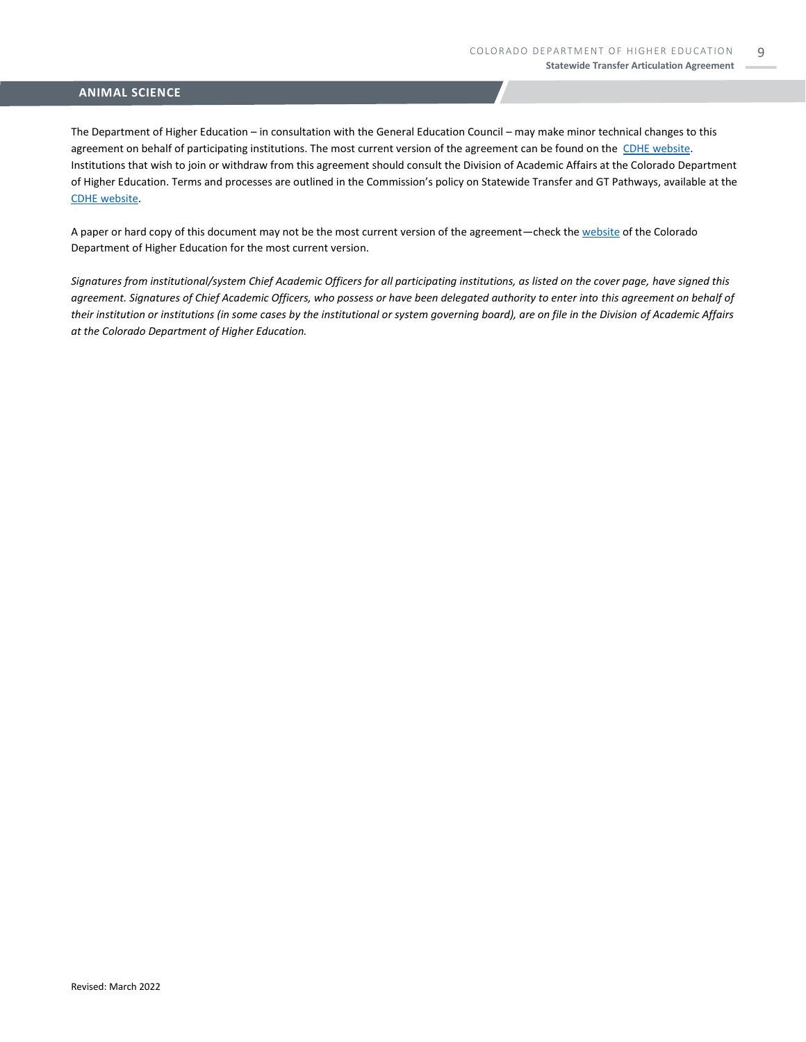## ANIMAL SCIENCE

The Department of Higher Education – in consultation with the General Education Council – may make minor technical changes to this agreement on behalf of participating institutions. The most current version of the agreement can be found on the [CDHE website](). Institutions that wish to join or withdraw from this agreement should consult the Division of Academic Affairs at the Colorado Department of Higher Education. Terms and processes are outlined in the Commission's policy on Statewide Transfer and GT Pathways, available at the [CDHE website]().

A paper or hard copy of this document may not be the most current version of the agreement—check the [website]() of the Colorado Department of Higher Education for the most current version.

*Signatures from institutional/system Chief Academic Officers for all participating institutions, as listed on the cover page, have signed this agreement. Signatures of Chief Academic Officers, who possess or have been delegated authority to enter into this agreement on behalf of their institution or institutions (in some cases by the institutional or system governing board), are on file in the Division of Academic Affairs at the Colorado Department of Higher Education.*

Revised: March 2022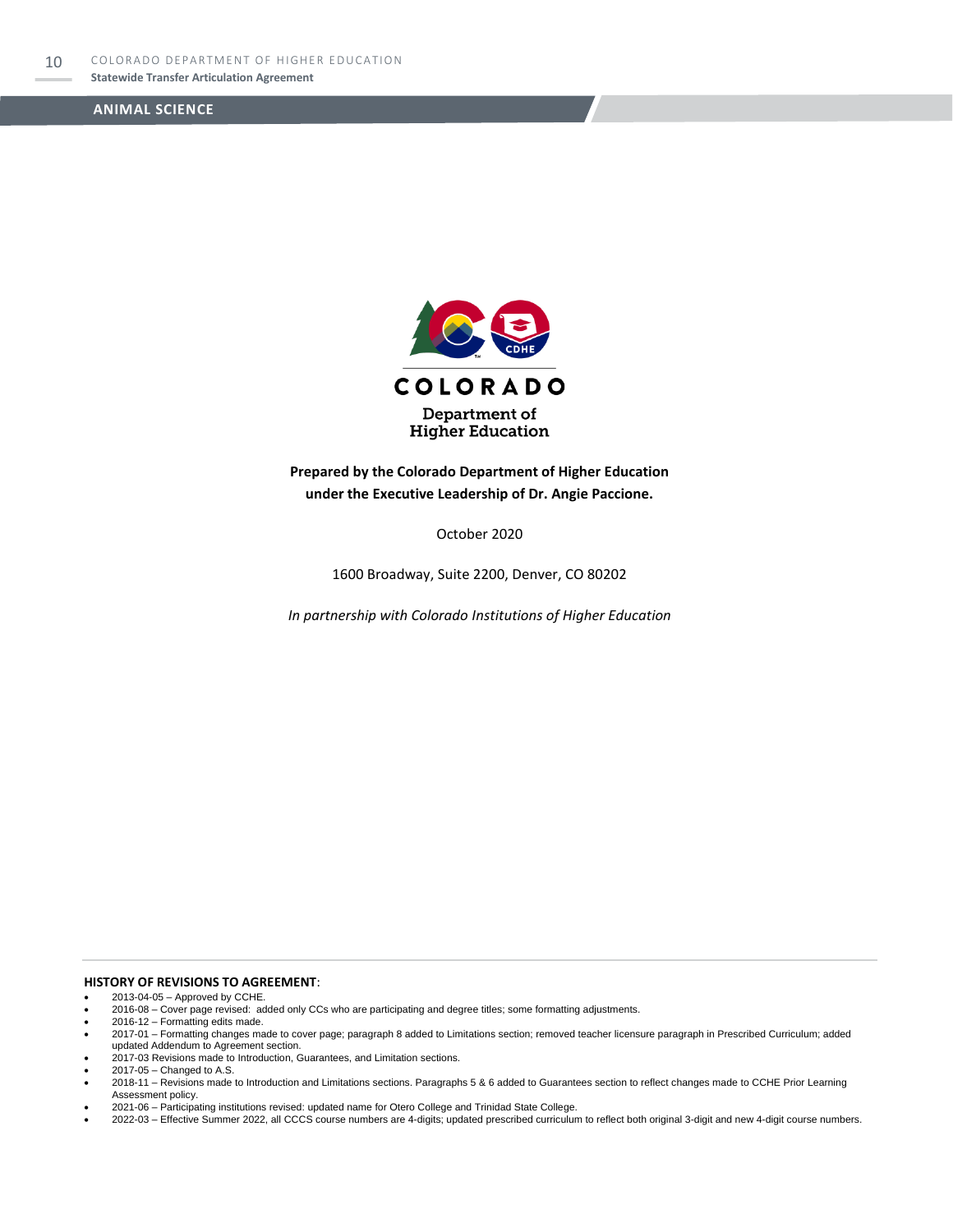COLORADO

Department of
Higher Education

**Prepared by the Colorado Department of Higher Education under the Executive Leadership of Dr. Angie Paccione.**

October 2020

1600 Broadway, Suite 2200, Denver, CO 80202

*In partnership with Colorado Institutions of Higher Education*

**HISTORY OF REVISIONS TO AGREEMENT**:

- 2013-04-05 – Approved by CCHE.
- 2016-08 – Cover page revised: added only CCs who are participating and degree titles; some formatting adjustments.
- 2016-12 – Formatting edits made.
- 2017-01 – Formatting changes made to cover page; paragraph 8 added to Limitations section; removed teacher licensure paragraph in Prescribed Curriculum; added updated Addendum to Agreement section.
- 2017-03 Revisions made to Introduction, Guarantees, and Limitation sections.
- 2017-05 – Changed to A.S.
- 2018-11 – Revisions made to Introduction and Limitations sections. Paragraphs 5 & 6 added to Guarantees section to reflect changes made to CCHE Prior Learning Assessment policy.
- 2021-06 – Participating institutions revised: updated name for Otero College and Trinidad State College.
- 2022-03 – Effective Summer 2022, all CCCS course numbers are 4-digits; updated prescribed curriculum to reflect both original 3-digit and new 4-digit course numbers.